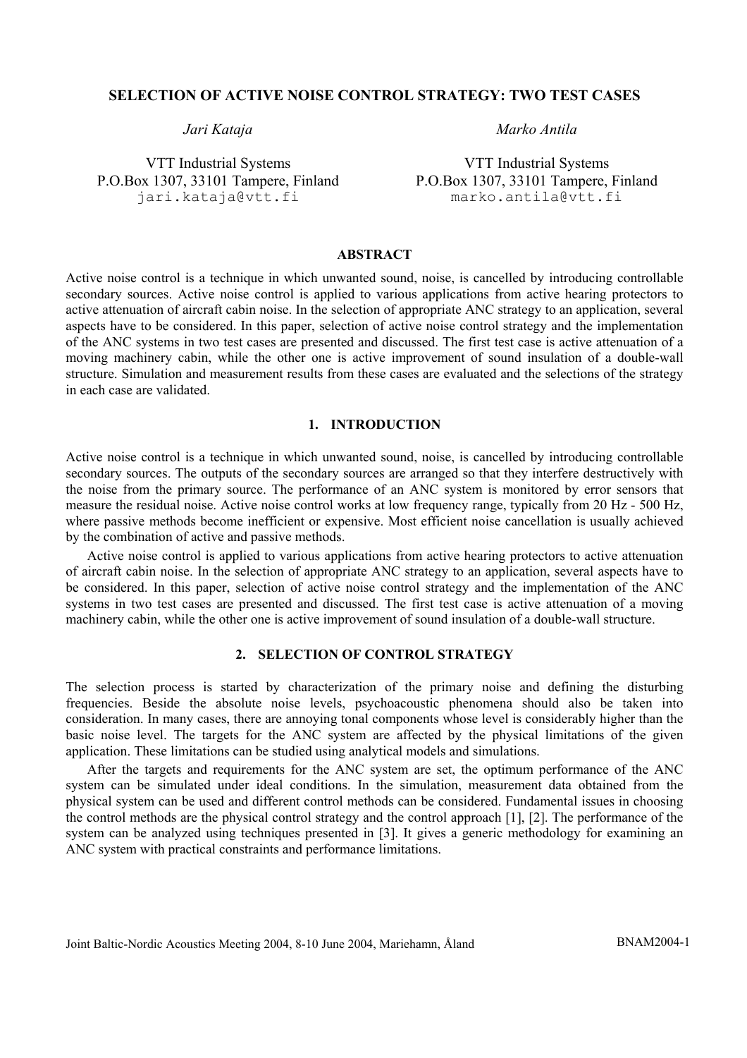# SELECTION OF ACTIVE NOISE CONTROL STRATEGY: TWO TEST CASES

*Jari Kataja*

VTT Industrial Systems
P.O.Box 1307, 33101 Tampere, Finland
jari.kataja@vtt.fi

*Marko Antila*

VTT Industrial Systems
P.O.Box 1307, 33101 Tampere, Finland
marko.antila@vtt.fi

## ABSTRACT

Active noise control is a technique in which unwanted sound, noise, is cancelled by introducing controllable secondary sources. Active noise control is applied to various applications from active hearing protectors to active attenuation of aircraft cabin noise. In the selection of appropriate ANC strategy to an application, several aspects have to be considered. In this paper, selection of active noise control strategy and the implementation of the ANC systems in two test cases are presented and discussed. The first test case is active attenuation of a moving machinery cabin, while the other one is active improvement of sound insulation of a double-wall structure. Simulation and measurement results from these cases are evaluated and the selections of the strategy in each case are validated.

## 1. INTRODUCTION

Active noise control is a technique in which unwanted sound, noise, is cancelled by introducing controllable secondary sources. The outputs of the secondary sources are arranged so that they interfere destructively with the noise from the primary source. The performance of an ANC system is monitored by error sensors that measure the residual noise. Active noise control works at low frequency range, typically from 20 Hz - 500 Hz, where passive methods become inefficient or expensive. Most efficient noise cancellation is usually achieved by the combination of active and passive methods.

Active noise control is applied to various applications from active hearing protectors to active attenuation of aircraft cabin noise. In the selection of appropriate ANC strategy to an application, several aspects have to be considered. In this paper, selection of active noise control strategy and the implementation of the ANC systems in two test cases are presented and discussed. The first test case is active attenuation of a moving machinery cabin, while the other one is active improvement of sound insulation of a double-wall structure.

## 2. SELECTION OF CONTROL STRATEGY

The selection process is started by characterization of the primary noise and defining the disturbing frequencies. Beside the absolute noise levels, psychoacoustic phenomena should also be taken into consideration. In many cases, there are annoying tonal components whose level is considerably higher than the basic noise level. The targets for the ANC system are affected by the physical limitations of the given application. These limitations can be studied using analytical models and simulations.

After the targets and requirements for the ANC system are set, the optimum performance of the ANC system can be simulated under ideal conditions. In the simulation, measurement data obtained from the physical system can be used and different control methods can be considered. Fundamental issues in choosing the control methods are the physical control strategy and the control approach [1], [2]. The performance of the system can be analyzed using techniques presented in [3]. It gives a generic methodology for examining an ANC system with practical constraints and performance limitations.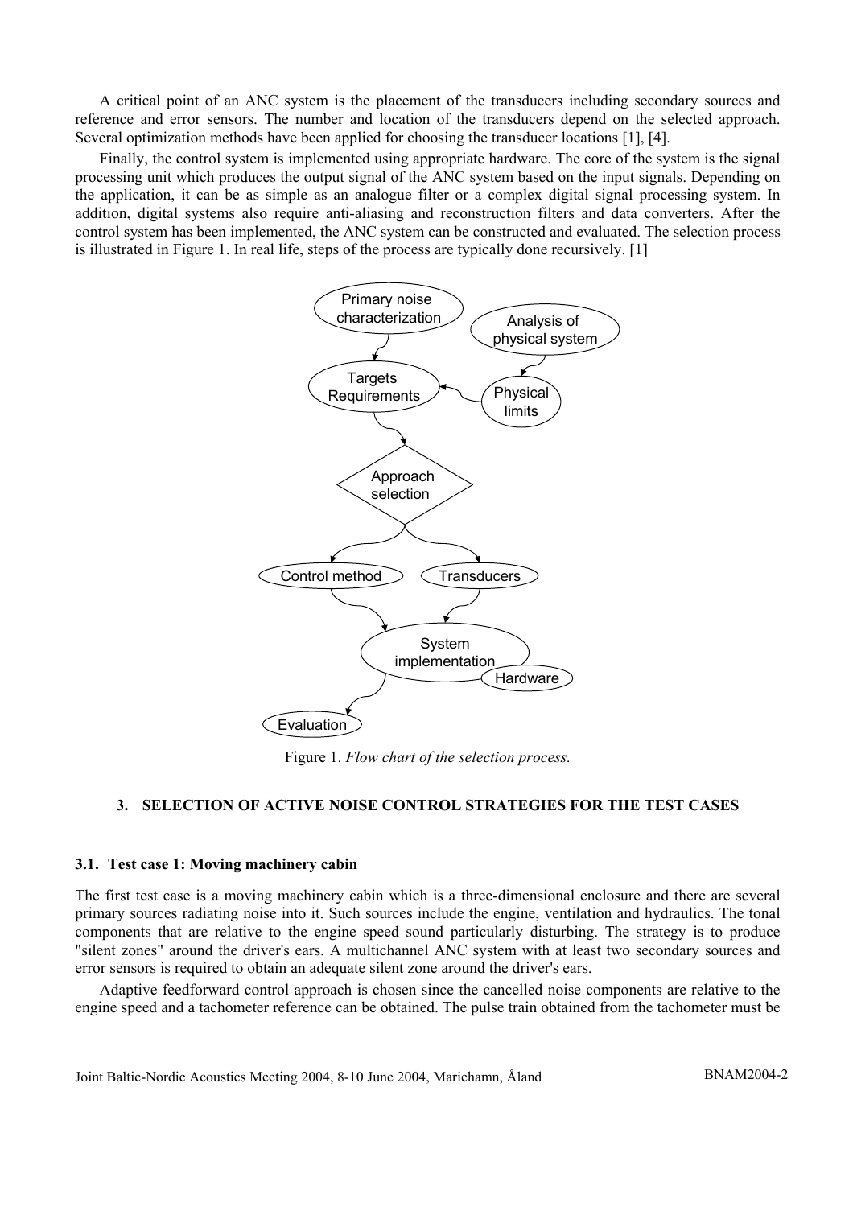A critical point of an ANC system is the placement of the transducers including secondary sources and reference and error sensors. The number and location of the transducers depend on the selected approach. Several optimization methods have been applied for choosing the transducer locations [1], [4].

Finally, the control system is implemented using appropriate hardware. The core of the system is the signal processing unit which produces the output signal of the ANC system based on the input signals. Depending on the application, it can be as simple as an analogue filter or a complex digital signal processing system. In addition, digital systems also require anti-aliasing and reconstruction filters and data converters. After the control system has been implemented, the ANC system can be constructed and evaluated. The selection process is illustrated in Figure 1. In real life, steps of the process are typically done recursively. [1]

Figure 1. *Flow chart of the selection process.*

## 3. SELECTION OF ACTIVE NOISE CONTROL STRATEGIES FOR THE TEST CASES

### 3.1. Test case 1: Moving machinery cabin

The first test case is a moving machinery cabin which is a three-dimensional enclosure and there are several primary sources radiating noise into it. Such sources include the engine, ventilation and hydraulics. The tonal components that are relative to the engine speed sound particularly disturbing. The strategy is to produce "silent zones" around the driver's ears. A multichannel ANC system with at least two secondary sources and error sensors is required to obtain an adequate silent zone around the driver's ears.

Adaptive feedforward control approach is chosen since the cancelled noise components are relative to the engine speed and a tachometer reference can be obtained. The pulse train obtained from the tachometer must be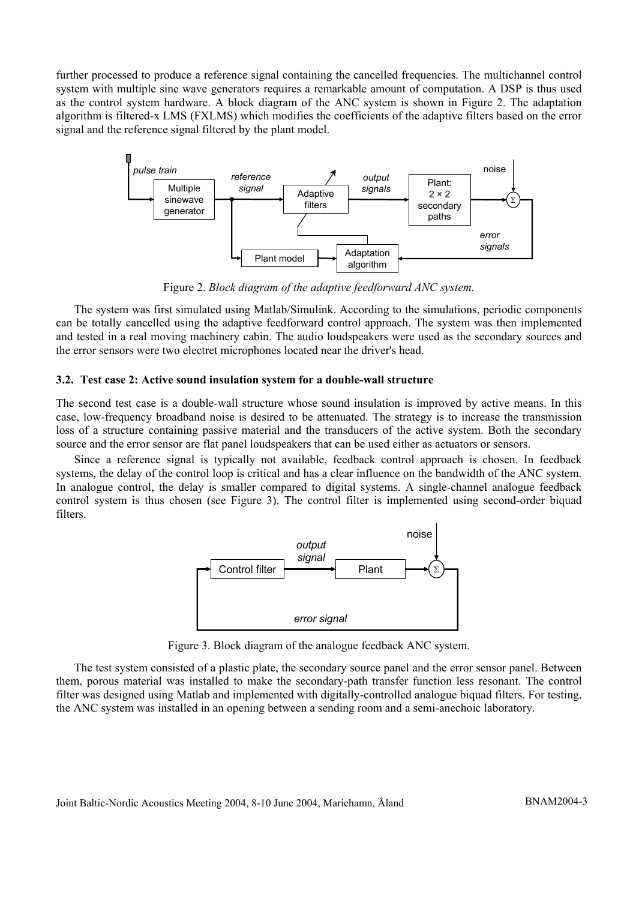further processed to produce a reference signal containing the cancelled frequencies. The multichannel control system with multiple sine wave generators requires a remarkable amount of computation. A DSP is thus used as the control system hardware. A block diagram of the ANC system is shown in Figure 2. The adaptation algorithm is filtered-x LMS (FXLMS) which modifies the coefficients of the adaptive filters based on the error signal and the reference signal filtered by the plant model.

Figure 2. *Block diagram of the adaptive feedforward ANC system.*

The system was first simulated using Matlab/Simulink. According to the simulations, periodic components can be totally cancelled using the adaptive feedforward control approach. The system was then implemented and tested in a real moving machinery cabin. The audio loudspeakers were used as the secondary sources and the error sensors were two electret microphones located near the driver's head.

### 3.2. Test case 2: Active sound insulation system for a double-wall structure

The second test case is a double-wall structure whose sound insulation is improved by active means. In this case, low-frequency broadband noise is desired to be attenuated. The strategy is to increase the transmission loss of a structure containing passive material and the transducers of the active system. Both the secondary source and the error sensor are flat panel loudspeakers that can be used either as actuators or sensors.

Since a reference signal is typically not available, feedback control approach is chosen. In feedback systems, the delay of the control loop is critical and has a clear influence on the bandwidth of the ANC system. In analogue control, the delay is smaller compared to digital systems. A single-channel analogue feedback control system is thus chosen (see Figure 3). The control filter is implemented using second-order biquad filters.

Figure 3. Block diagram of the analogue feedback ANC system.

The test system consisted of a plastic plate, the secondary source panel and the error sensor panel. Between them, porous material was installed to make the secondary-path transfer function less resonant. The control filter was designed using Matlab and implemented with digitally-controlled analogue biquad filters. For testing, the ANC system was installed in an opening between a sending room and a semi-anechoic laboratory.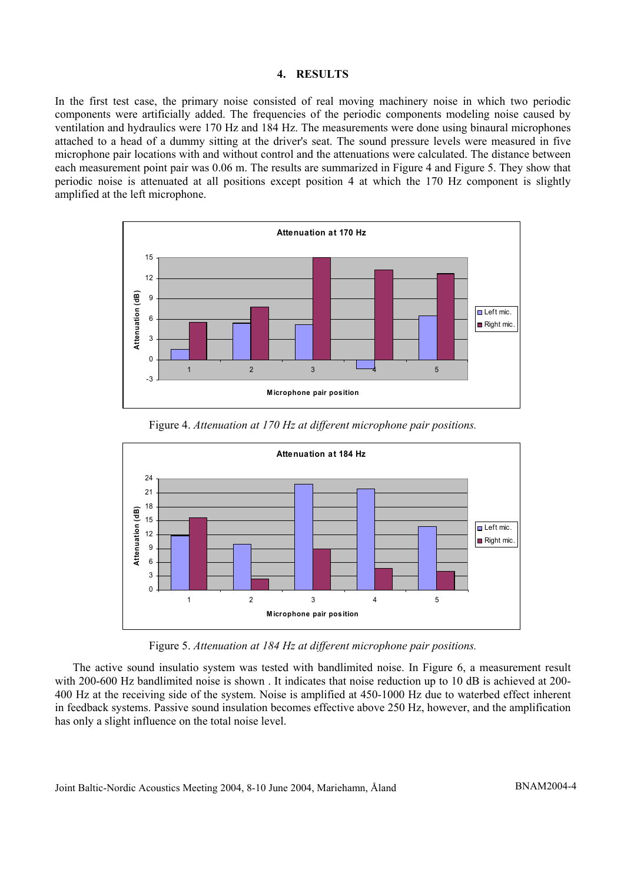## 4. RESULTS

In the first test case, the primary noise consisted of real moving machinery noise in which two periodic components were artificially added. The frequencies of the periodic components modeling noise caused by ventilation and hydraulics were 170 Hz and 184 Hz. The measurements were done using binaural microphones attached to a head of a dummy sitting at the driver's seat. The sound pressure levels were measured in five microphone pair locations with and without control and the attenuations were calculated. The distance between each measurement point pair was 0.06 m. The results are summarized in Figure 4 and Figure 5. They show that periodic noise is attenuated at all positions except position 4 at which the 170 Hz component is slightly amplified at the left microphone.

Figure 4. *Attenuation at 170 Hz at different microphone pair positions.*

Figure 5. *Attenuation at 184 Hz at different microphone pair positions.*

The active sound insulatio system was tested with bandlimited noise. In Figure 6, a measurement result with 200-600 Hz bandlimited noise is shown . It indicates that noise reduction up to 10 dB is achieved at 200-400 Hz at the receiving side of the system. Noise is amplified at 450-1000 Hz due to waterbed effect inherent in feedback systems. Passive sound insulation becomes effective above 250 Hz, however, and the amplification has only a slight influence on the total noise level.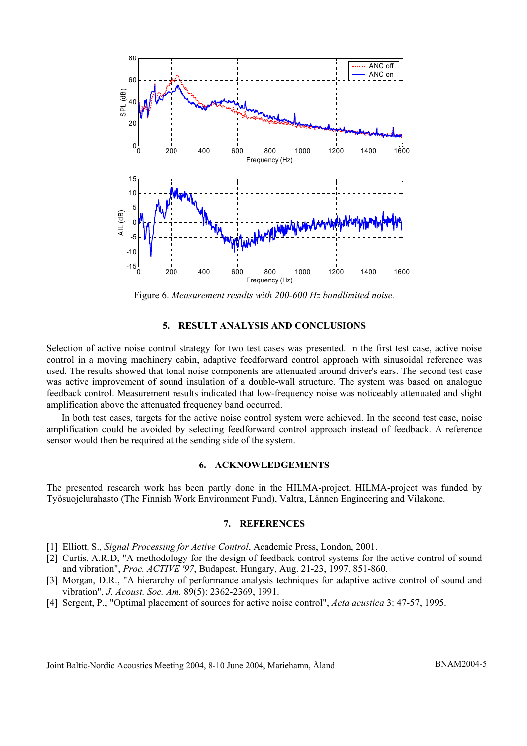80
60
40
20
0
SPL (dB)
0 200 400 600 800 1000 1200 1400 1600
Frequency (Hz)
ANC off
ANC on

15
10
5
0
-5
-10
-15
AIL (dB)
0 200 400 600 800 1000 1200 1400 1600
Frequency (Hz)

Figure 6. *Measurement results with 200-600 Hz bandlimited noise.*

## 5. RESULT ANALYSIS AND CONCLUSIONS

Selection of active noise control strategy for two test cases was presented. In the first test case, active noise control in a moving machinery cabin, adaptive feedforward control approach with sinusoidal reference was used. The results showed that tonal noise components are attenuated around driver's ears. The second test case was active improvement of sound insulation of a double-wall structure. The system was based on analogue feedback control. Measurement results indicated that low-frequency noise was noticeably attenuated and slight amplification above the attenuated frequency band occurred.

In both test cases, targets for the active noise control system were achieved. In the second test case, noise amplification could be avoided by selecting feedforward control approach instead of feedback. A reference sensor would then be required at the sending side of the system.

## 6. ACKNOWLEDGEMENTS

The presented research work has been partly done in the HILMA-project. HILMA-project was funded by Työsuojelurahasto (The Finnish Work Environment Fund), Valtra, Lännen Engineering and Vilakone.

## 7. REFERENCES

[1] Elliott, S., *Signal Processing for Active Control*, Academic Press, London, 2001.
[2] Curtis, A.R.D, "A methodology for the design of feedback control systems for the active control of sound and vibration", *Proc. ACTIVE '97*, Budapest, Hungary, Aug. 21-23, 1997, 851-860.
[3] Morgan, D.R., "A hierarchy of performance analysis techniques for adaptive active control of sound and vibration", *J. Acoust. Soc. Am.* 89(5): 2362-2369, 1991.
[4] Sergent, P., "Optimal placement of sources for active noise control", *Acta acustica* 3: 47-57, 1995.